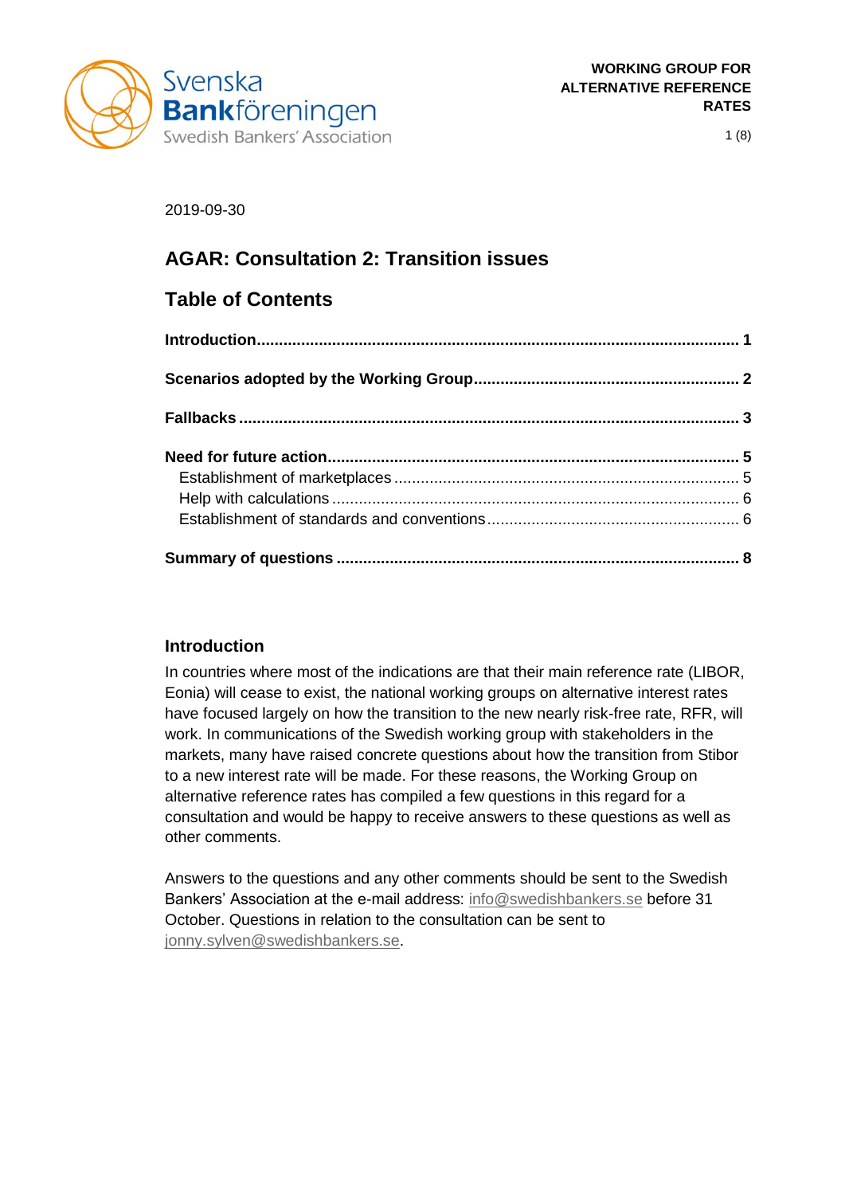**WORKING GROUP FOR ALTERNATIVE REFERENCE RATES**

2019-09-30

# AGAR: Consultation 2: Transition issues

## Table of Contents

**Introduction** .......... **1**

**Scenarios adopted by the Working Group** .......... **2**

**Fallbacks** .......... **3**

**Need for future action** .......... **5**

- Establishment of marketplaces .......... 5
- Help with calculations .......... 6
- Establishment of standards and conventions .......... 6

**Summary of questions** .......... **8**

## Introduction

In countries where most of the indications are that their main reference rate (LIBOR, Eonia) will cease to exist, the national working groups on alternative interest rates have focused largely on how the transition to the new nearly risk-free rate, RFR, will work. In communications of the Swedish working group with stakeholders in the markets, many have raised concrete questions about how the transition from Stibor to a new interest rate will be made. For these reasons, the Working Group on alternative reference rates has compiled a few questions in this regard for a consultation and would be happy to receive answers to these questions as well as other comments.

Answers to the questions and any other comments should be sent to the Swedish Bankers' Association at the e-mail address: info@swedishbankers.se before 31 October. Questions in relation to the consultation can be sent to jonny.sylven@swedishbankers.se.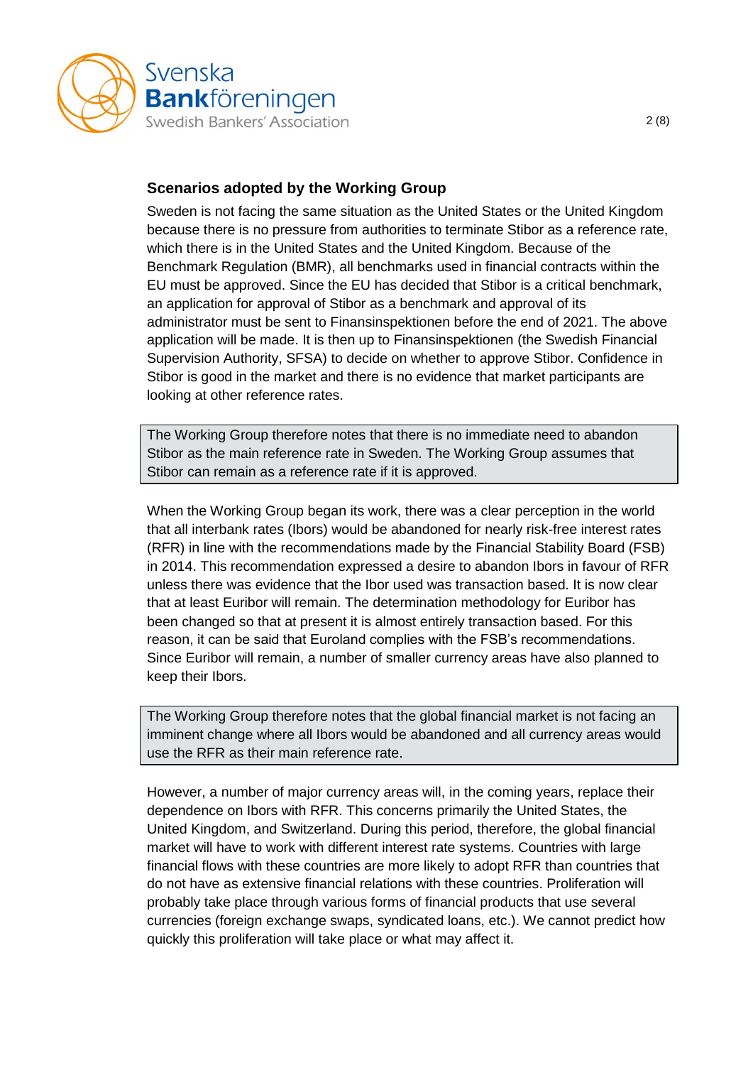## Scenarios adopted by the Working Group

Sweden is not facing the same situation as the United States or the United Kingdom because there is no pressure from authorities to terminate Stibor as a reference rate, which there is in the United States and the United Kingdom. Because of the Benchmark Regulation (BMR), all benchmarks used in financial contracts within the EU must be approved. Since the EU has decided that Stibor is a critical benchmark, an application for approval of Stibor as a benchmark and approval of its administrator must be sent to Finansinspektionen before the end of 2021. The above application will be made. It is then up to Finansinspektionen (the Swedish Financial Supervision Authority, SFSA) to decide on whether to approve Stibor. Confidence in Stibor is good in the market and there is no evidence that market participants are looking at other reference rates.

> The Working Group therefore notes that there is no immediate need to abandon Stibor as the main reference rate in Sweden. The Working Group assumes that Stibor can remain as a reference rate if it is approved.

When the Working Group began its work, there was a clear perception in the world that all interbank rates (Ibors) would be abandoned for nearly risk-free interest rates (RFR) in line with the recommendations made by the Financial Stability Board (FSB) in 2014. This recommendation expressed a desire to abandon Ibors in favour of RFR unless there was evidence that the Ibor used was transaction based. It is now clear that at least Euribor will remain. The determination methodology for Euribor has been changed so that at present it is almost entirely transaction based. For this reason, it can be said that Euroland complies with the FSB's recommendations. Since Euribor will remain, a number of smaller currency areas have also planned to keep their Ibors.

> The Working Group therefore notes that the global financial market is not facing an imminent change where all Ibors would be abandoned and all currency areas would use the RFR as their main reference rate.

However, a number of major currency areas will, in the coming years, replace their dependence on Ibors with RFR. This concerns primarily the United States, the United Kingdom, and Switzerland. During this period, therefore, the global financial market will have to work with different interest rate systems. Countries with large financial flows with these countries are more likely to adopt RFR than countries that do not have as extensive financial relations with these countries. Proliferation will probably take place through various forms of financial products that use several currencies (foreign exchange swaps, syndicated loans, etc.). We cannot predict how quickly this proliferation will take place or what may affect it.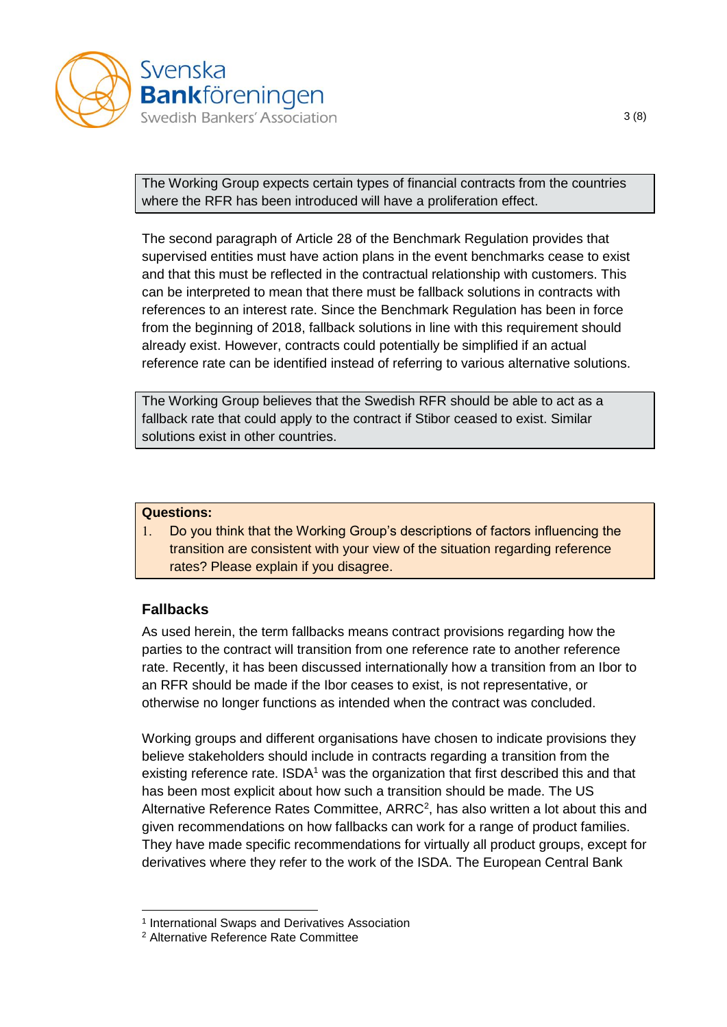> The Working Group expects certain types of financial contracts from the countries where the RFR has been introduced will have a proliferation effect.

The second paragraph of Article 28 of the Benchmark Regulation provides that supervised entities must have action plans in the event benchmarks cease to exist and that this must be reflected in the contractual relationship with customers. This can be interpreted to mean that there must be fallback solutions in contracts with references to an interest rate. Since the Benchmark Regulation has been in force from the beginning of 2018, fallback solutions in line with this requirement should already exist. However, contracts could potentially be simplified if an actual reference rate can be identified instead of referring to various alternative solutions.

> The Working Group believes that the Swedish RFR should be able to act as a fallback rate that could apply to the contract if Stibor ceased to exist. Similar solutions exist in other countries.

> **Questions:**
> 1. Do you think that the Working Group's descriptions of factors influencing the transition are consistent with your view of the situation regarding reference rates? Please explain if you disagree.

### Fallbacks

As used herein, the term fallbacks means contract provisions regarding how the parties to the contract will transition from one reference rate to another reference rate. Recently, it has been discussed internationally how a transition from an Ibor to an RFR should be made if the Ibor ceases to exist, is not representative, or otherwise no longer functions as intended when the contract was concluded.

Working groups and different organisations have chosen to indicate provisions they believe stakeholders should include in contracts regarding a transition from the existing reference rate. ISDA[1] was the organization that first described this and that has been most explicit about how such a transition should be made. The US Alternative Reference Rates Committee, ARRC[2], has also written a lot about this and given recommendations on how fallbacks can work for a range of product families. They have made specific recommendations for virtually all product groups, except for derivatives where they refer to the work of the ISDA. The European Central Bank

---

[1] International Swaps and Derivatives Association

[2] Alternative Reference Rate Committee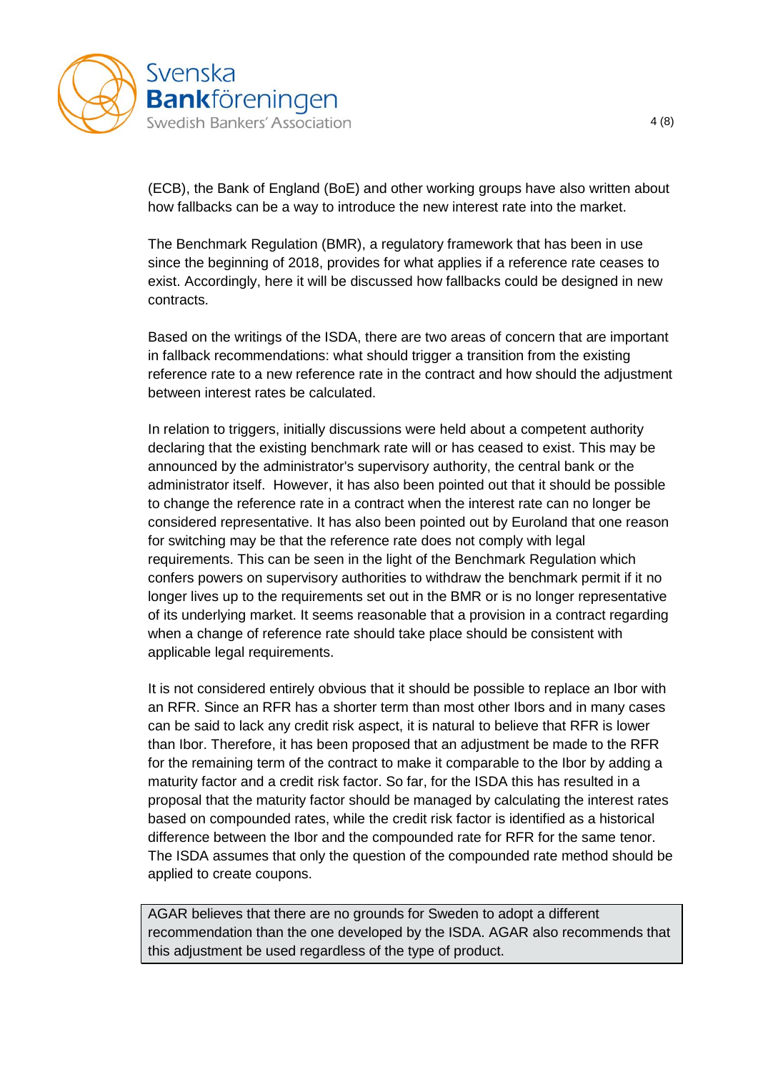(ECB), the Bank of England (BoE) and other working groups have also written about how fallbacks can be a way to introduce the new interest rate into the market.

The Benchmark Regulation (BMR), a regulatory framework that has been in use since the beginning of 2018, provides for what applies if a reference rate ceases to exist. Accordingly, here it will be discussed how fallbacks could be designed in new contracts.

Based on the writings of the ISDA, there are two areas of concern that are important in fallback recommendations: what should trigger a transition from the existing reference rate to a new reference rate in the contract and how should the adjustment between interest rates be calculated.

In relation to triggers, initially discussions were held about a competent authority declaring that the existing benchmark rate will or has ceased to exist. This may be announced by the administrator's supervisory authority, the central bank or the administrator itself. However, it has also been pointed out that it should be possible to change the reference rate in a contract when the interest rate can no longer be considered representative. It has also been pointed out by Euroland that one reason for switching may be that the reference rate does not comply with legal requirements. This can be seen in the light of the Benchmark Regulation which confers powers on supervisory authorities to withdraw the benchmark permit if it no longer lives up to the requirements set out in the BMR or is no longer representative of its underlying market. It seems reasonable that a provision in a contract regarding when a change of reference rate should take place should be consistent with applicable legal requirements.

It is not considered entirely obvious that it should be possible to replace an Ibor with an RFR. Since an RFR has a shorter term than most other Ibors and in many cases can be said to lack any credit risk aspect, it is natural to believe that RFR is lower than Ibor. Therefore, it has been proposed that an adjustment be made to the RFR for the remaining term of the contract to make it comparable to the Ibor by adding a maturity factor and a credit risk factor. So far, for the ISDA this has resulted in a proposal that the maturity factor should be managed by calculating the interest rates based on compounded rates, while the credit risk factor is identified as a historical difference between the Ibor and the compounded rate for RFR for the same tenor. The ISDA assumes that only the question of the compounded rate method should be applied to create coupons.

> AGAR believes that there are no grounds for Sweden to adopt a different recommendation than the one developed by the ISDA. AGAR also recommends that this adjustment be used regardless of the type of product.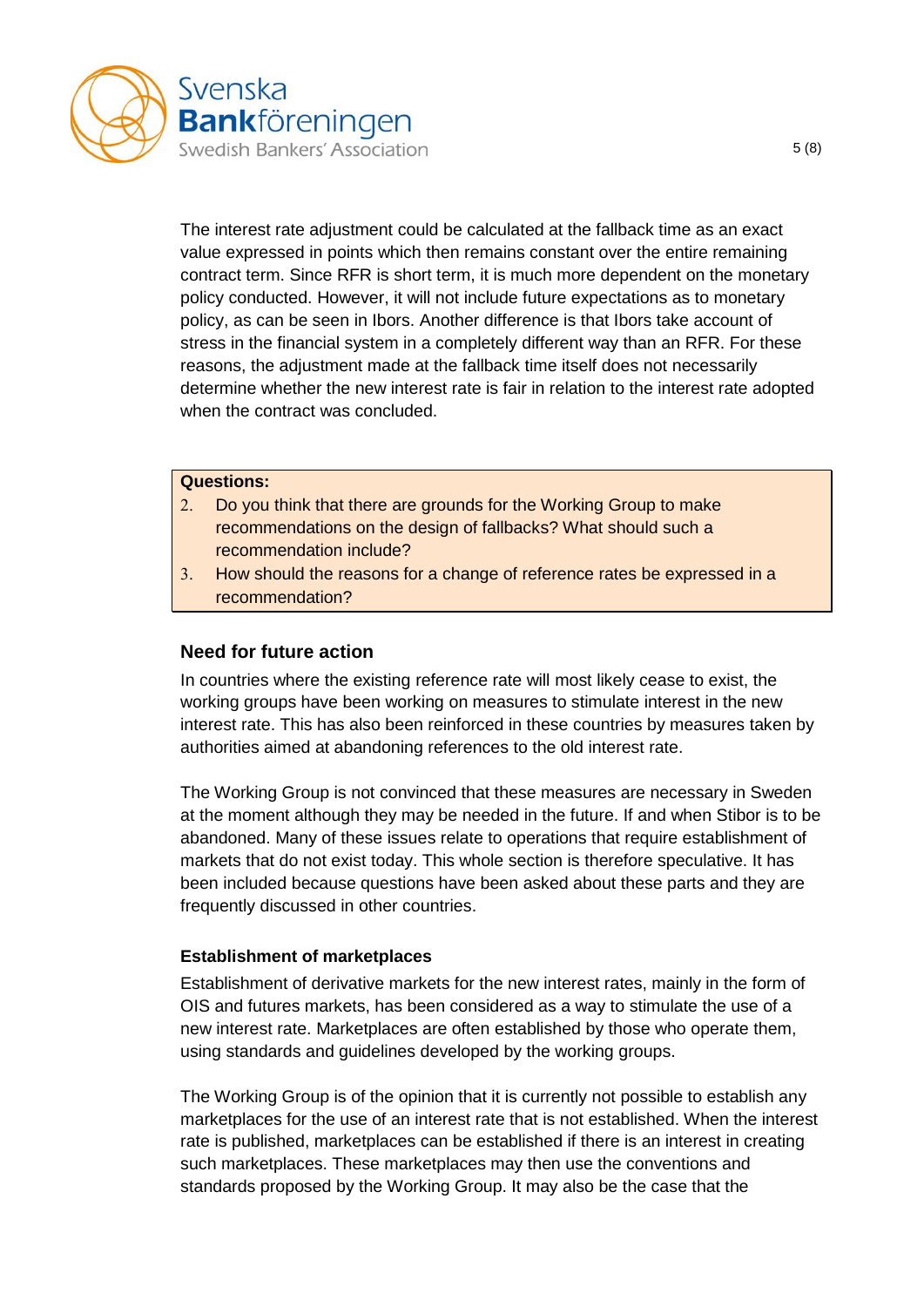The interest rate adjustment could be calculated at the fallback time as an exact value expressed in points which then remains constant over the entire remaining contract term. Since RFR is short term, it is much more dependent on the monetary policy conducted. However, it will not include future expectations as to monetary policy, as can be seen in Ibors. Another difference is that Ibors take account of stress in the financial system in a completely different way than an RFR. For these reasons, the adjustment made at the fallback time itself does not necessarily determine whether the new interest rate is fair in relation to the interest rate adopted when the contract was concluded.

**Questions:**

2. Do you think that there are grounds for the Working Group to make recommendations on the design of fallbacks? What should such a recommendation include?
3. How should the reasons for a change of reference rates be expressed in a recommendation?

## Need for future action

In countries where the existing reference rate will most likely cease to exist, the working groups have been working on measures to stimulate interest in the new interest rate. This has also been reinforced in these countries by measures taken by authorities aimed at abandoning references to the old interest rate.

The Working Group is not convinced that these measures are necessary in Sweden at the moment although they may be needed in the future. If and when Stibor is to be abandoned. Many of these issues relate to operations that require establishment of markets that do not exist today. This whole section is therefore speculative. It has been included because questions have been asked about these parts and they are frequently discussed in other countries.

### Establishment of marketplaces

Establishment of derivative markets for the new interest rates, mainly in the form of OIS and futures markets, has been considered as a way to stimulate the use of a new interest rate. Marketplaces are often established by those who operate them, using standards and guidelines developed by the working groups.

The Working Group is of the opinion that it is currently not possible to establish any marketplaces for the use of an interest rate that is not established. When the interest rate is published, marketplaces can be established if there is an interest in creating such marketplaces. These marketplaces may then use the conventions and standards proposed by the Working Group. It may also be the case that the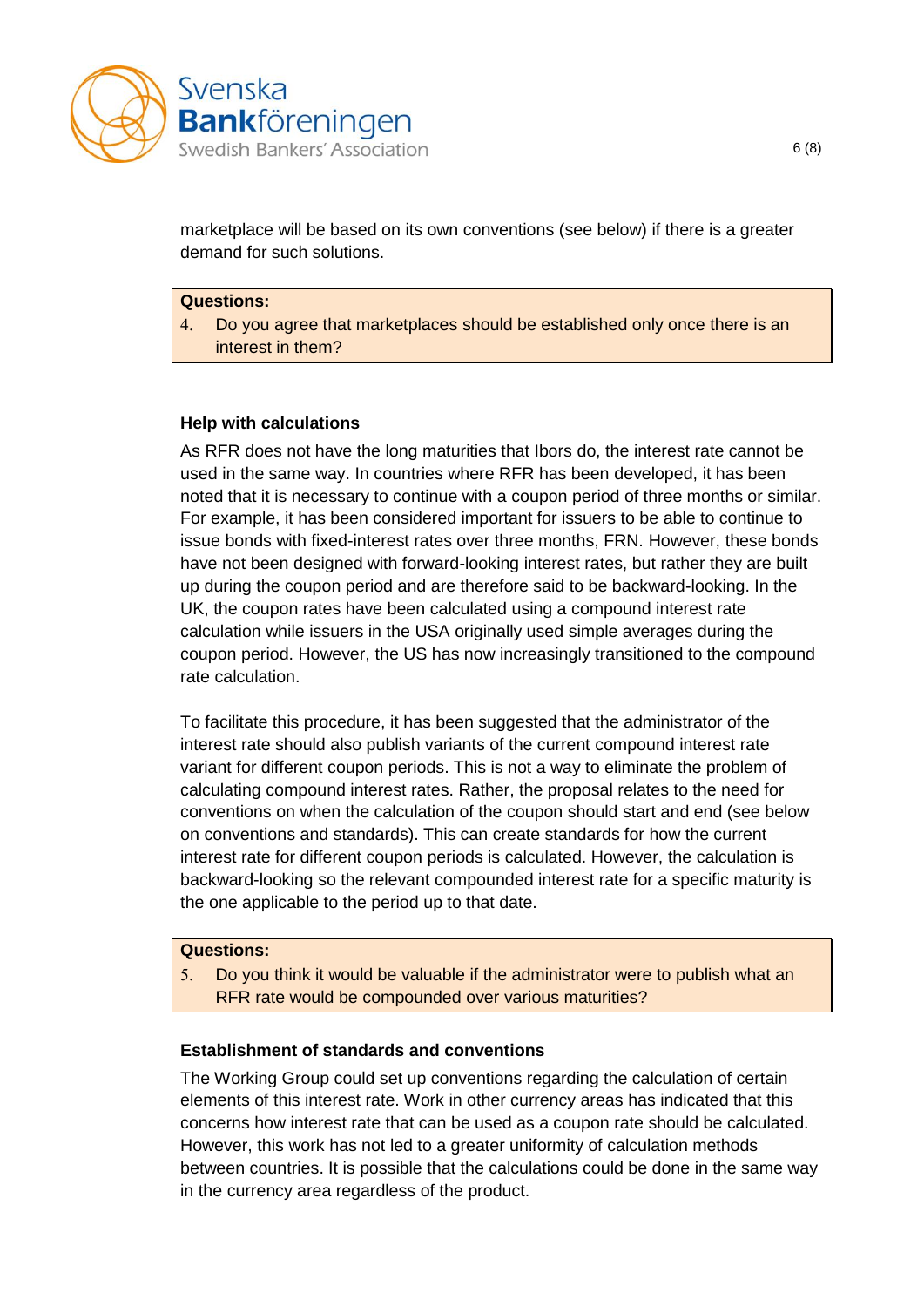marketplace will be based on its own conventions (see below) if there is a greater demand for such solutions.

**Questions:**

4. Do you agree that marketplaces should be established only once there is an interest in them?

**Help with calculations**

As RFR does not have the long maturities that Ibors do, the interest rate cannot be used in the same way. In countries where RFR has been developed, it has been noted that it is necessary to continue with a coupon period of three months or similar. For example, it has been considered important for issuers to be able to continue to issue bonds with fixed-interest rates over three months, FRN. However, these bonds have not been designed with forward-looking interest rates, but rather they are built up during the coupon period and are therefore said to be backward-looking. In the UK, the coupon rates have been calculated using a compound interest rate calculation while issuers in the USA originally used simple averages during the coupon period. However, the US has now increasingly transitioned to the compound rate calculation.

To facilitate this procedure, it has been suggested that the administrator of the interest rate should also publish variants of the current compound interest rate variant for different coupon periods. This is not a way to eliminate the problem of calculating compound interest rates. Rather, the proposal relates to the need for conventions on when the calculation of the coupon should start and end (see below on conventions and standards). This can create standards for how the current interest rate for different coupon periods is calculated. However, the calculation is backward-looking so the relevant compounded interest rate for a specific maturity is the one applicable to the period up to that date.

**Questions:**

5. Do you think it would be valuable if the administrator were to publish what an RFR rate would be compounded over various maturities?

**Establishment of standards and conventions**

The Working Group could set up conventions regarding the calculation of certain elements of this interest rate. Work in other currency areas has indicated that this concerns how interest rate that can be used as a coupon rate should be calculated. However, this work has not led to a greater uniformity of calculation methods between countries. It is possible that the calculations could be done in the same way in the currency area regardless of the product.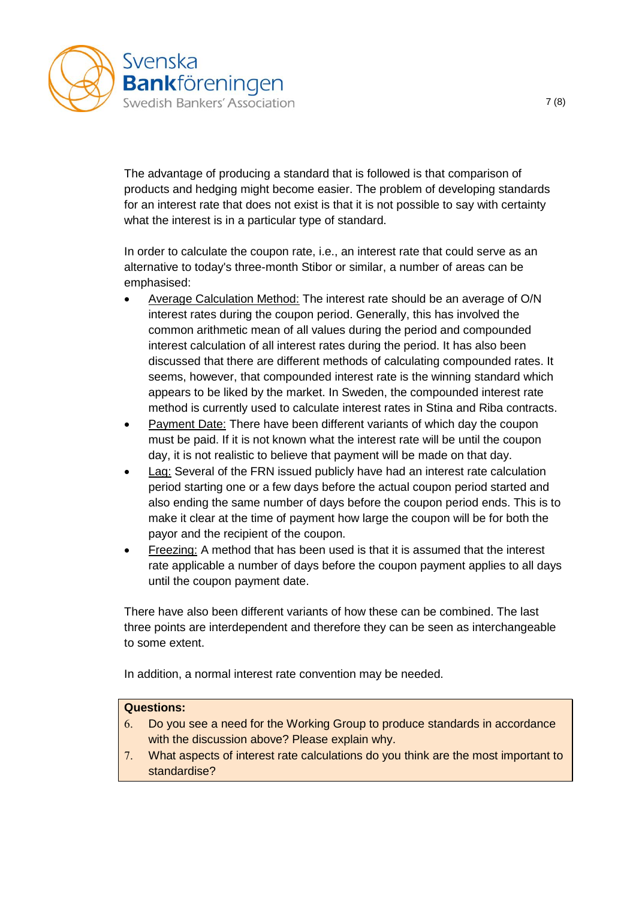The advantage of producing a standard that is followed is that comparison of products and hedging might become easier. The problem of developing standards for an interest rate that does not exist is that it is not possible to say with certainty what the interest is in a particular type of standard.

In order to calculate the coupon rate, i.e., an interest rate that could serve as an alternative to today's three-month Stibor or similar, a number of areas can be emphasised:

- Average Calculation Method: The interest rate should be an average of O/N interest rates during the coupon period. Generally, this has involved the common arithmetic mean of all values during the period and compounded interest calculation of all interest rates during the period. It has also been discussed that there are different methods of calculating compounded rates. It seems, however, that compounded interest rate is the winning standard which appears to be liked by the market. In Sweden, the compounded interest rate method is currently used to calculate interest rates in Stina and Riba contracts.
- Payment Date: There have been different variants of which day the coupon must be paid. If it is not known what the interest rate will be until the coupon day, it is not realistic to believe that payment will be made on that day.
- Lag: Several of the FRN issued publicly have had an interest rate calculation period starting one or a few days before the actual coupon period started and also ending the same number of days before the coupon period ends. This is to make it clear at the time of payment how large the coupon will be for both the payor and the recipient of the coupon.
- Freezing: A method that has been used is that it is assumed that the interest rate applicable a number of days before the coupon payment applies to all days until the coupon payment date.

There have also been different variants of how these can be combined. The last three points are interdependent and therefore they can be seen as interchangeable to some extent.

In addition, a normal interest rate convention may be needed.

**Questions:**

6. Do you see a need for the Working Group to produce standards in accordance with the discussion above? Please explain why.
7. What aspects of interest rate calculations do you think are the most important to standardise?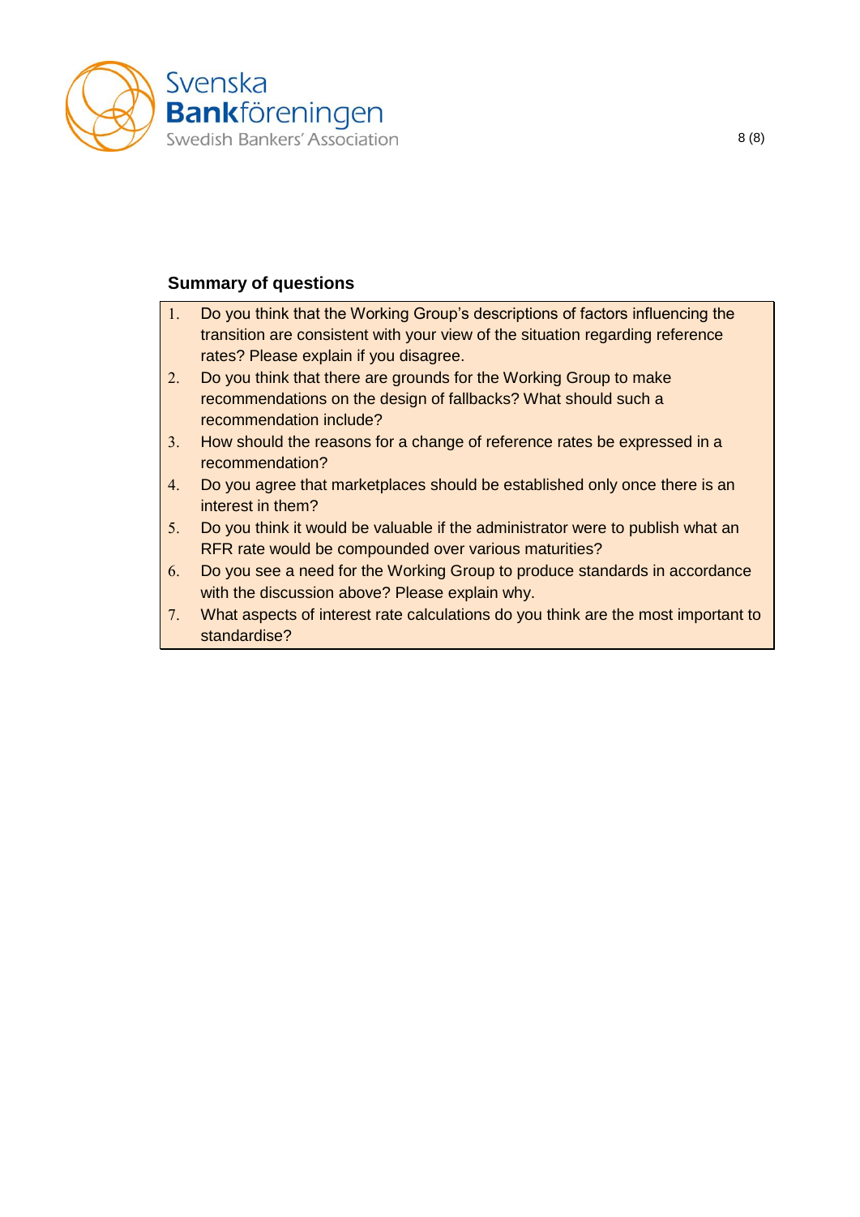## Summary of questions

1. Do you think that the Working Group's descriptions of factors influencing the transition are consistent with your view of the situation regarding reference rates? Please explain if you disagree.
2. Do you think that there are grounds for the Working Group to make recommendations on the design of fallbacks? What should such a recommendation include?
3. How should the reasons for a change of reference rates be expressed in a recommendation?
4. Do you agree that marketplaces should be established only once there is an interest in them?
5. Do you think it would be valuable if the administrator were to publish what an RFR rate would be compounded over various maturities?
6. Do you see a need for the Working Group to produce standards in accordance with the discussion above? Please explain why.
7. What aspects of interest rate calculations do you think are the most important to standardise?